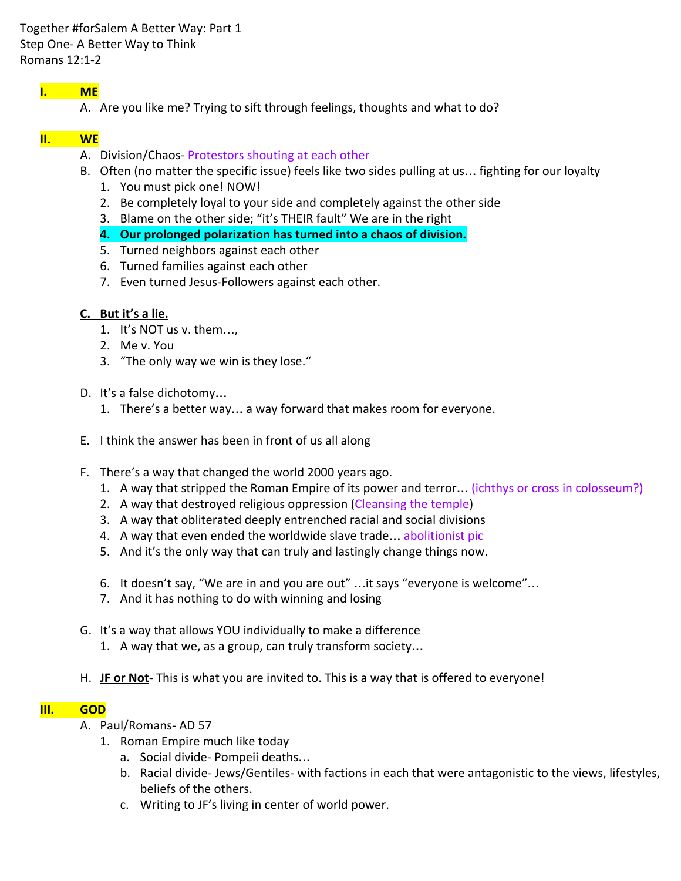Together #forSalem A Better Way: Part 1
Step One- A Better Way to Think
Romans 12:1-2

## I. ME

A. Are you like me? Trying to sift through feelings, thoughts and what to do?

## II. WE

A. Division/Chaos- Protestors shouting at each other

B. Often (no matter the specific issue) feels like two sides pulling at us… fighting for our loyalty

1. You must pick one! NOW!
2. Be completely loyal to your side and completely against the other side
3. Blame on the other side; "it's THEIR fault" We are in the right
4. **Our prolonged polarization has turned into a chaos of division.**
5. Turned neighbors against each other
6. Turned families against each other
7. Even turned Jesus-Followers against each other.

**C. But it's a lie.**

1. It's NOT us v. them…,
2. Me v. You
3. "The only way we win is they lose."

D. It's a false dichotomy…

1. There's a better way… a way forward that makes room for everyone.

E. I think the answer has been in front of us all along

F. There's a way that changed the world 2000 years ago.

1. A way that stripped the Roman Empire of its power and terror… (ichthys or cross in colosseum?)
2. A way that destroyed religious oppression (Cleansing the temple)
3. A way that obliterated deeply entrenched racial and social divisions
4. A way that even ended the worldwide slave trade… abolitionist pic
5. And it's the only way that can truly and lastingly change things now.
6. It doesn't say, "We are in and you are out" …it says "everyone is welcome"…
7. And it has nothing to do with winning and losing

G. It's a way that allows YOU individually to make a difference

1. A way that we, as a group, can truly transform society…

H. **JF or Not**- This is what you are invited to. This is a way that is offered to everyone!

## III. GOD

A. Paul/Romans- AD 57

1. Roman Empire much like today
   a. Social divide- Pompeii deaths…
   b. Racial divide- Jews/Gentiles- with factions in each that were antagonistic to the views, lifestyles, beliefs of the others.
   c. Writing to JF's living in center of world power.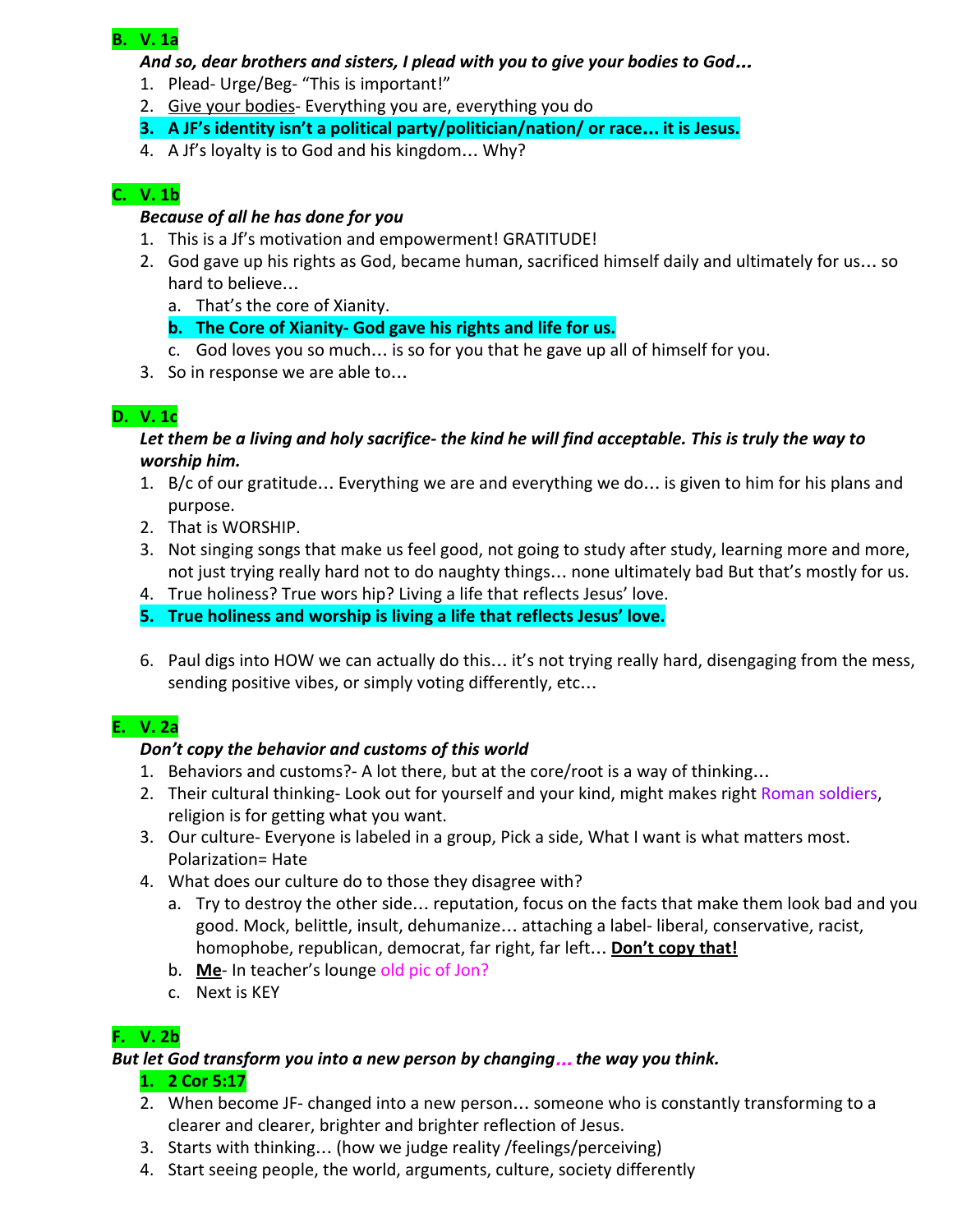**B. V. 1a**

***And so, dear brothers and sisters, I plead with you to give your bodies to God…***

1. Plead- Urge/Beg- "This is important!"
2. Give your bodies- Everything you are, everything you do
3. **A JF's identity isn't a political party/politician/nation/ or race… it is Jesus.**
4. A Jf's loyalty is to God and his kingdom… Why?

**C. V. 1b**

***Because of all he has done for you***

1. This is a Jf's motivation and empowerment! GRATITUDE!
2. God gave up his rights as God, became human, sacrificed himself daily and ultimately for us… so hard to believe…
   a. That's the core of Xianity.
   b. **The Core of Xianity- God gave his rights and life for us.**
   c. God loves you so much… is so for you that he gave up all of himself for you.
3. So in response we are able to…

**D. V. 1c**

***Let them be a living and holy sacrifice- the kind he will find acceptable. This is truly the way to worship him.***

1. B/c of our gratitude… Everything we are and everything we do… is given to him for his plans and purpose.
2. That is WORSHIP.
3. Not singing songs that make us feel good, not going to study after study, learning more and more, not just trying really hard not to do naughty things… none ultimately bad But that's mostly for us.
4. True holiness? True wors hip? Living a life that reflects Jesus' love.
5. **True holiness and worship is living a life that reflects Jesus' love.**

6. Paul digs into HOW we can actually do this… it's not trying really hard, disengaging from the mess, sending positive vibes, or simply voting differently, etc…

**E. V. 2a**

***Don't copy the behavior and customs of this world***

1. Behaviors and customs?- A lot there, but at the core/root is a way of thinking…
2. Their cultural thinking- Look out for yourself and your kind, might makes right Roman soldiers, religion is for getting what you want.
3. Our culture- Everyone is labeled in a group, Pick a side, What I want is what matters most. Polarization= Hate
4. What does our culture do to those they disagree with?
   a. Try to destroy the other side… reputation, focus on the facts that make them look bad and you good. Mock, belittle, insult, dehumanize… attaching a label- liberal, conservative, racist, homophobe, republican, democrat, far right, far left… **Don't copy that!**
   b. **Me**- In teacher's lounge old pic of Jon?
   c. Next is KEY

**F. V. 2b**

***But let God transform you into a new person by changing… the way you think.***

1. **2 Cor 5:17**
2. When become JF- changed into a new person… someone who is constantly transforming to a clearer and clearer, brighter and brighter reflection of Jesus.
3. Starts with thinking… (how we judge reality /feelings/perceiving)
4. Start seeing people, the world, arguments, culture, society differently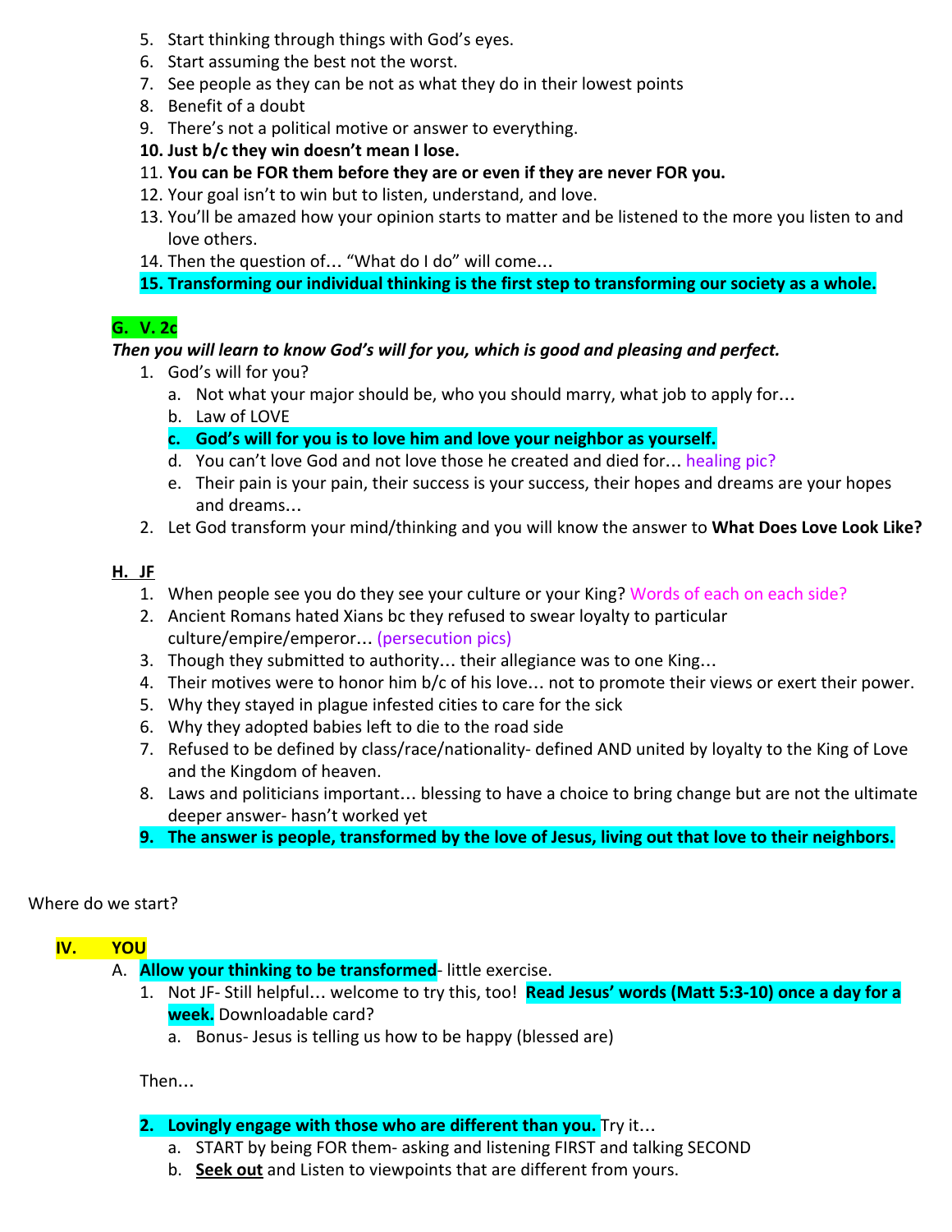5. Start thinking through things with God's eyes.
6. Start assuming the best not the worst.
7. See people as they can be not as what they do in their lowest points
8. Benefit of a doubt
9. There's not a political motive or answer to everything.
10. **Just b/c they win doesn't mean I lose.**
11. **You can be FOR them before they are or even if they are never FOR you.**
12. Your goal isn't to win but to listen, understand, and love.
13. You'll be amazed how your opinion starts to matter and be listened to the more you listen to and love others.
14. Then the question of… "What do I do" will come…
15. **Transforming our individual thinking is the first step to transforming our society as a whole.**

**G. V. 2c**

***Then you will learn to know God's will for you, which is good and pleasing and perfect.***

1. God's will for you?
   a. Not what your major should be, who you should marry, what job to apply for…
   b. Law of LOVE
   c. **God's will for you is to love him and love your neighbor as yourself.**
   d. You can't love God and not love those he created and died for… healing pic?
   e. Their pain is your pain, their success is your success, their hopes and dreams are your hopes and dreams…
2. Let God transform your mind/thinking and you will know the answer to **What Does Love Look Like?**

**H. JF**

1. When people see you do they see your culture or your King? Words of each on each side?
2. Ancient Romans hated Xians bc they refused to swear loyalty to particular culture/empire/emperor… (persecution pics)
3. Though they submitted to authority… their allegiance was to one King…
4. Their motives were to honor him b/c of his love… not to promote their views or exert their power.
5. Why they stayed in plague infested cities to care for the sick
6. Why they adopted babies left to die to the road side
7. Refused to be defined by class/race/nationality- defined AND united by loyalty to the King of Love and the Kingdom of heaven.
8. Laws and politicians important… blessing to have a choice to bring change but are not the ultimate deeper answer- hasn't worked yet
9. **The answer is people, transformed by the love of Jesus, living out that love to their neighbors.**

Where do we start?

**IV. YOU**

A. **Allow your thinking to be transformed**- little exercise.
   1. Not JF- Still helpful… welcome to try this, too! **Read Jesus' words (Matt 5:3-10) once a day for a week.** Downloadable card?
      a. Bonus- Jesus is telling us how to be happy (blessed are)

   Then…

   2. **Lovingly engage with those who are different than you.** Try it…
      a. START by being FOR them- asking and listening FIRST and talking SECOND
      b. **Seek out** and Listen to viewpoints that are different from yours.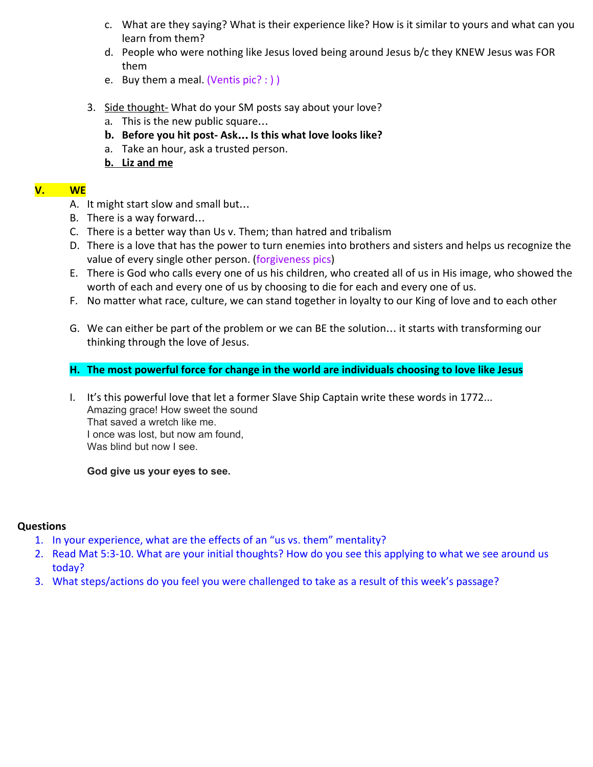c. What are they saying? What is their experience like? How is it similar to yours and what can you learn from them?
d. People who were nothing like Jesus loved being around Jesus b/c they KNEW Jesus was FOR them
e. Buy them a meal. (Ventis pic? : ) )

3. <u>Side thought-</u> What do your SM posts say about your love?
   a. This is the new public square…
   **b. Before you hit post- Ask… Is this what love looks like?**
   a. Take an hour, ask a trusted person.
   **<u>b. Liz and me</u>**

## V. WE

A. It might start slow and small but…
B. There is a way forward…
C. There is a better way than Us v. Them; than hatred and tribalism
D. There is a love that has the power to turn enemies into brothers and sisters and helps us recognize the value of every single other person. (forgiveness pics)
E. There is God who calls every one of us his children, who created all of us in His image, who showed the worth of each and every one of us by choosing to die for each and every one of us.
F. No matter what race, culture, we can stand together in loyalty to our King of love and to each other

G. We can either be part of the problem or we can BE the solution… it starts with transforming our thinking through the love of Jesus.

**H. The most powerful force for change in the world are individuals choosing to love like Jesus**

I. It's this powerful love that let a former Slave Ship Captain write these words in 1772...
   Amazing grace! How sweet the sound
   That saved a wretch like me.
   I once was lost, but now am found,
   Was blind but now I see.

   **God give us your eyes to see.**

**Questions**

1. In your experience, what are the effects of an "us vs. them" mentality?
2. Read Mat 5:3-10. What are your initial thoughts? How do you see this applying to what we see around us today?
3. What steps/actions do you feel you were challenged to take as a result of this week's passage?